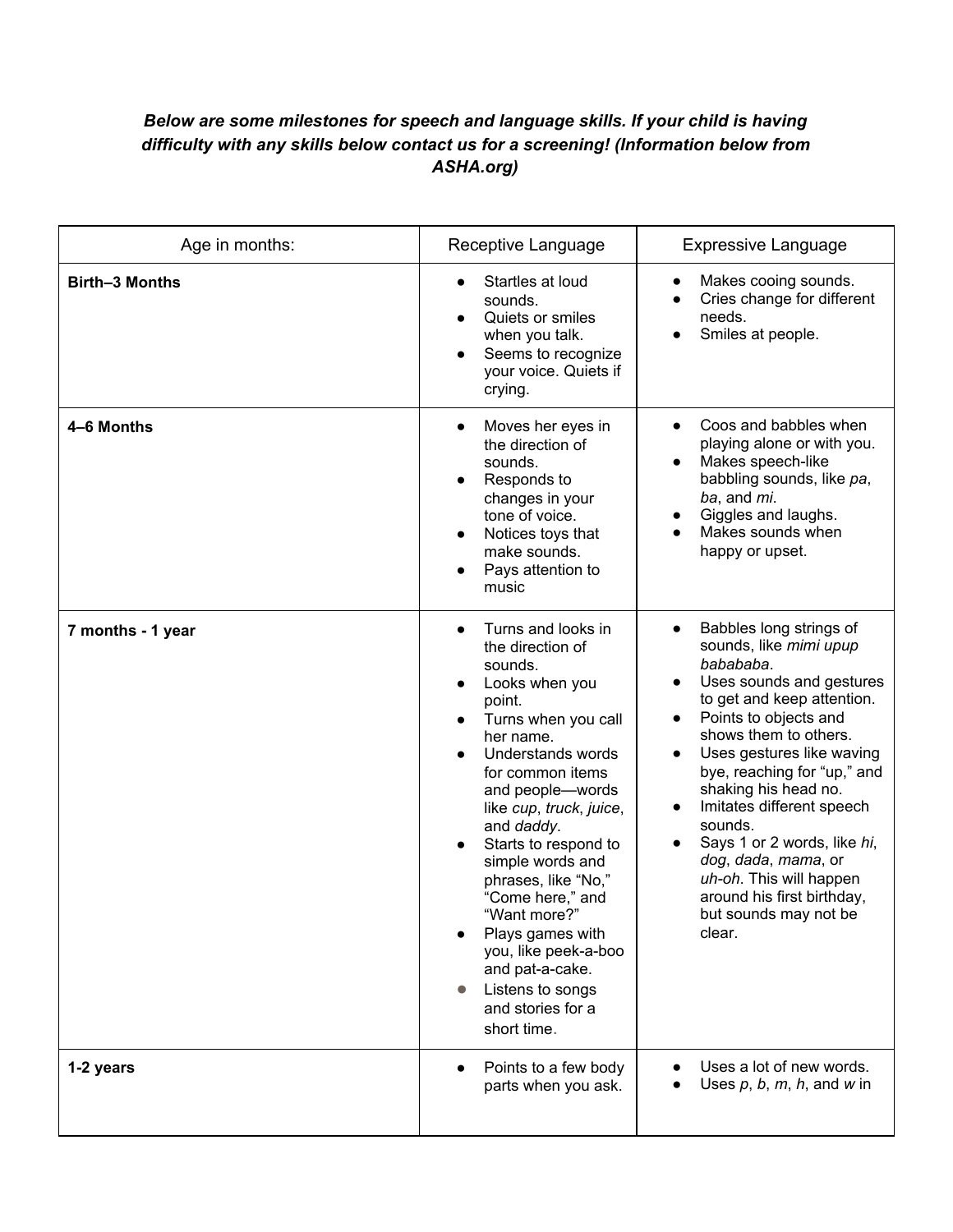***Below are some milestones for speech and language skills. If your child is having difficulty with any skills below contact us for a screening! (Information below from ASHA.org)***

| Age in months: | Receptive Language | Expressive Language |
| --- | --- | --- |
| **Birth–3 Months** | • Startles at loud sounds.<br>• Quiets or smiles when you talk.<br>• Seems to recognize your voice. Quiets if crying. | • Makes cooing sounds.<br>• Cries change for different needs.<br>• Smiles at people. |
| **4–6 Months** | • Moves her eyes in the direction of sounds.<br>• Responds to changes in your tone of voice.<br>• Notices toys that make sounds.<br>• Pays attention to music | • Coos and babbles when playing alone or with you.<br>• Makes speech-like babbling sounds, like *pa*, *ba*, and *mi*.<br>• Giggles and laughs.<br>• Makes sounds when happy or upset. |
| **7 months - 1 year** | • Turns and looks in the direction of sounds.<br>• Looks when you point.<br>• Turns when you call her name.<br>• Understands words for common items and people—words like *cup*, *truck*, *juice*, and *daddy*.<br>• Starts to respond to simple words and phrases, like "No," "Come here," and "Want more?"<br>• Plays games with you, like peek-a-boo and pat-a-cake.<br>• Listens to songs and stories for a short time. | • Babbles long strings of sounds, like *mimi upup bababababa*.<br>• Uses sounds and gestures to get and keep attention.<br>• Points to objects and shows them to others.<br>• Uses gestures like waving bye, reaching for "up," and shaking his head no.<br>• Imitates different speech sounds.<br>• Says 1 or 2 words, like *hi*, *dog*, *dada*, *mama*, or *uh-oh*. This will happen around his first birthday, but sounds may not be clear. |
| **1-2 years** | • Points to a few body parts when you ask. | • Uses a lot of new words.<br>• Uses *p*, *b*, *m*, *h*, and *w* in |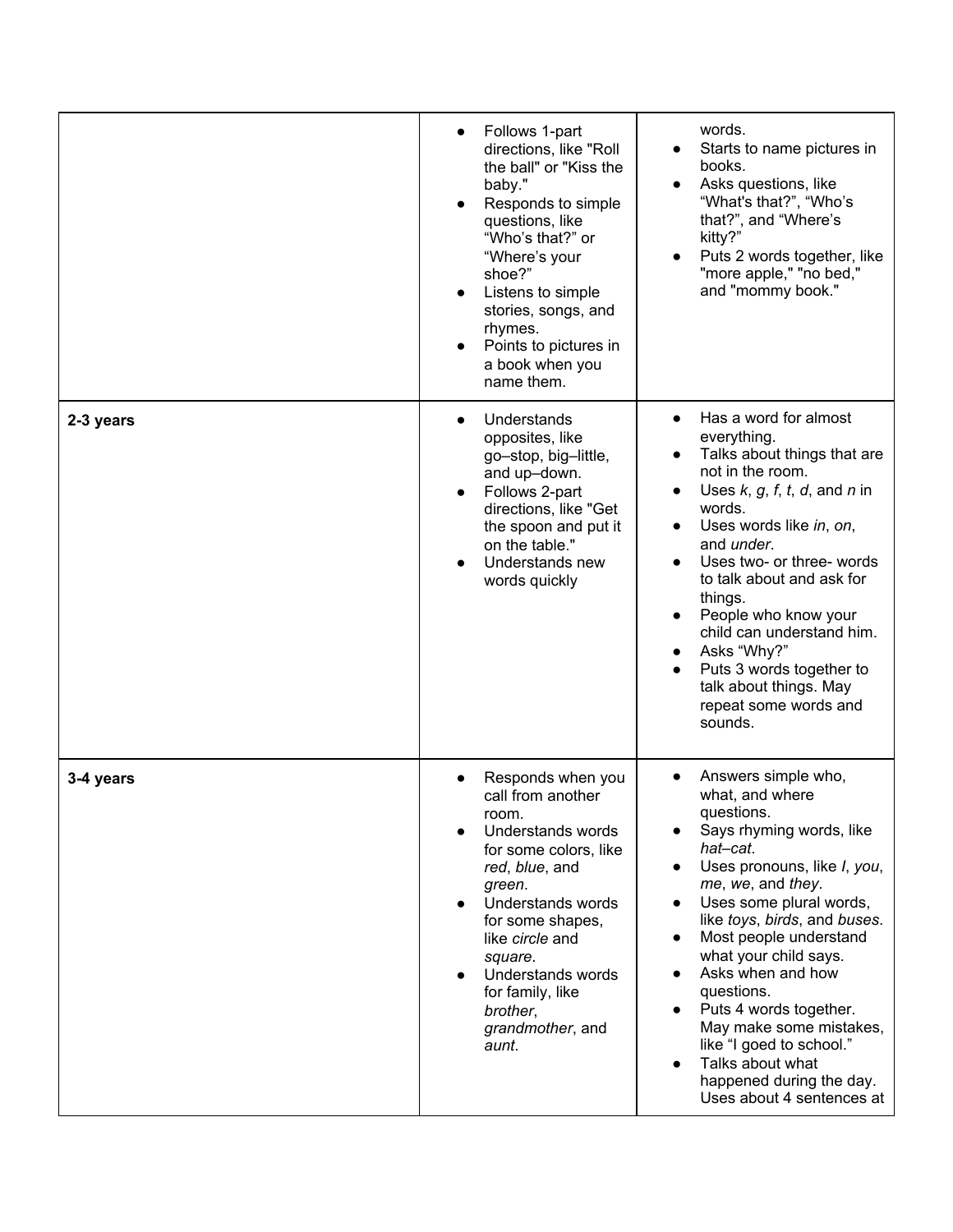| | | |
|---|---|---|
| | <ul><li>Follows 1-part directions, like "Roll the ball" or "Kiss the baby."</li><li>Responds to simple questions, like "Who's that?" or "Where's your shoe?"</li><li>Listens to simple stories, songs, and rhymes.</li><li>Points to pictures in a book when you name them.</li></ul> | words.<ul><li>Starts to name pictures in books.</li><li>Asks questions, like "What's that?", "Who's that?", and "Where's kitty?"</li><li>Puts 2 words together, like "more apple," "no bed," and "mommy book."</li></ul> |
| **2-3 years** | <ul><li>Understands opposites, like go–stop, big–little, and up–down.</li><li>Follows 2-part directions, like "Get the spoon and put it on the table."</li><li>Understands new words quickly</li></ul> | <ul><li>Has a word for almost everything.</li><li>Talks about things that are not in the room.</li><li>Uses *k*, *g*, *f*, *t*, *d*, and *n* in words.</li><li>Uses words like *in*, *on*, and *under*.</li><li>Uses two- or three- words to talk about and ask for things.</li><li>People who know your child can understand him.</li><li>Asks "Why?"</li><li>Puts 3 words together to talk about things. May repeat some words and sounds.</li></ul> |
| **3-4 years** | <ul><li>Responds when you call from another room.</li><li>Understands words for some colors, like *red*, *blue*, and *green*.</li><li>Understands words for some shapes, like *circle* and *square*.</li><li>Understands words for family, like *brother*, *grandmother*, and *aunt*.</li></ul> | <ul><li>Answers simple who, what, and where questions.</li><li>Says rhyming words, like *hat–cat*.</li><li>Uses pronouns, like *I*, *you*, *me*, *we*, and *they*.</li><li>Uses some plural words, like *toys*, *birds*, and *buses*.</li><li>Most people understand what your child says.</li><li>Asks when and how questions.</li><li>Puts 4 words together. May make some mistakes, like "I goed to school."</li><li>Talks about what happened during the day. Uses about 4 sentences at</li></ul> |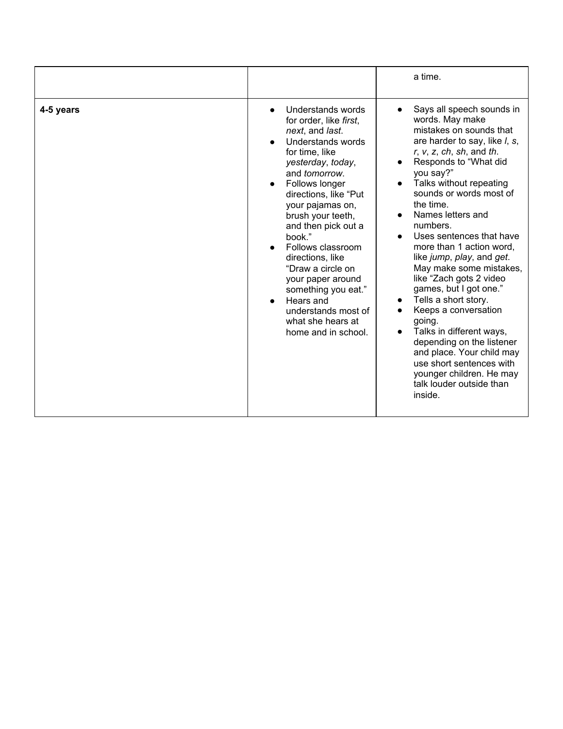| | | |
|---|---|---|
| | | a time. |
| **4-5 years** | • Understands words for order, like *first*, *next*, and *last*.<br>• Understands words for time, like *yesterday*, *today*, and *tomorrow*.<br>• Follows longer directions, like "Put your pajamas on, brush your teeth, and then pick out a book."<br>• Follows classroom directions, like "Draw a circle on your paper around something you eat."<br>• Hears and understands most of what she hears at home and in school. | • Says all speech sounds in words. May make mistakes on sounds that are harder to say, like *l*, *s*, *r*, *v*, *z*, *ch*, *sh*, and *th*.<br>• Responds to "What did you say?"<br>• Talks without repeating sounds or words most of the time.<br>• Names letters and numbers.<br>• Uses sentences that have more than 1 action word, like *jump*, *play*, and *get*. May make some mistakes, like "Zach gots 2 video games, but I got one."<br>• Tells a short story.<br>• Keeps a conversation going.<br>• Talks in different ways, depending on the listener and place. Your child may use short sentences with younger children. He may talk louder outside than inside. |